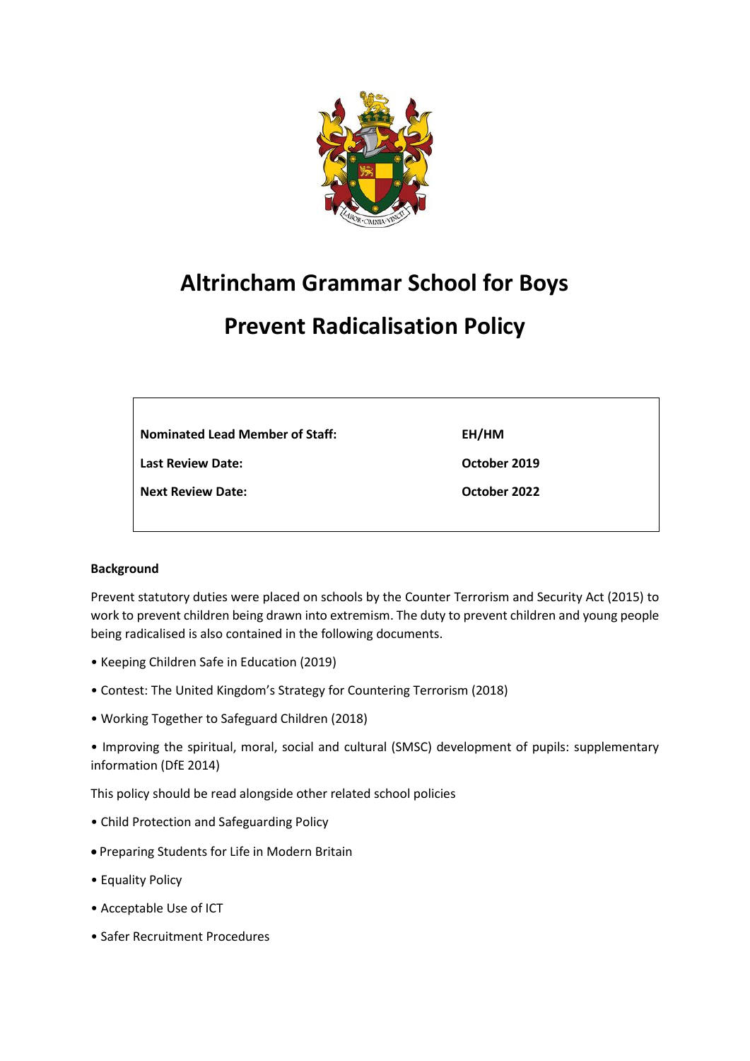# Altrincham Grammar School for Boys

# Prevent Radicalisation Policy

| | |
|---|---|
| **Nominated Lead Member of Staff:** | **EH/HM** |
| **Last Review Date:** | **October 2019** |
| **Next Review Date:** | **October 2022** |

**Background**

Prevent statutory duties were placed on schools by the Counter Terrorism and Security Act (2015) to work to prevent children being drawn into extremism. The duty to prevent children and young people being radicalised is also contained in the following documents.

- Keeping Children Safe in Education (2019)
- Contest: The United Kingdom's Strategy for Countering Terrorism (2018)
- Working Together to Safeguard Children (2018)
- Improving the spiritual, moral, social and cultural (SMSC) development of pupils: supplementary information (DfE 2014)

This policy should be read alongside other related school policies

- Child Protection and Safeguarding Policy
- Preparing Students for Life in Modern Britain
- Equality Policy
- Acceptable Use of ICT
- Safer Recruitment Procedures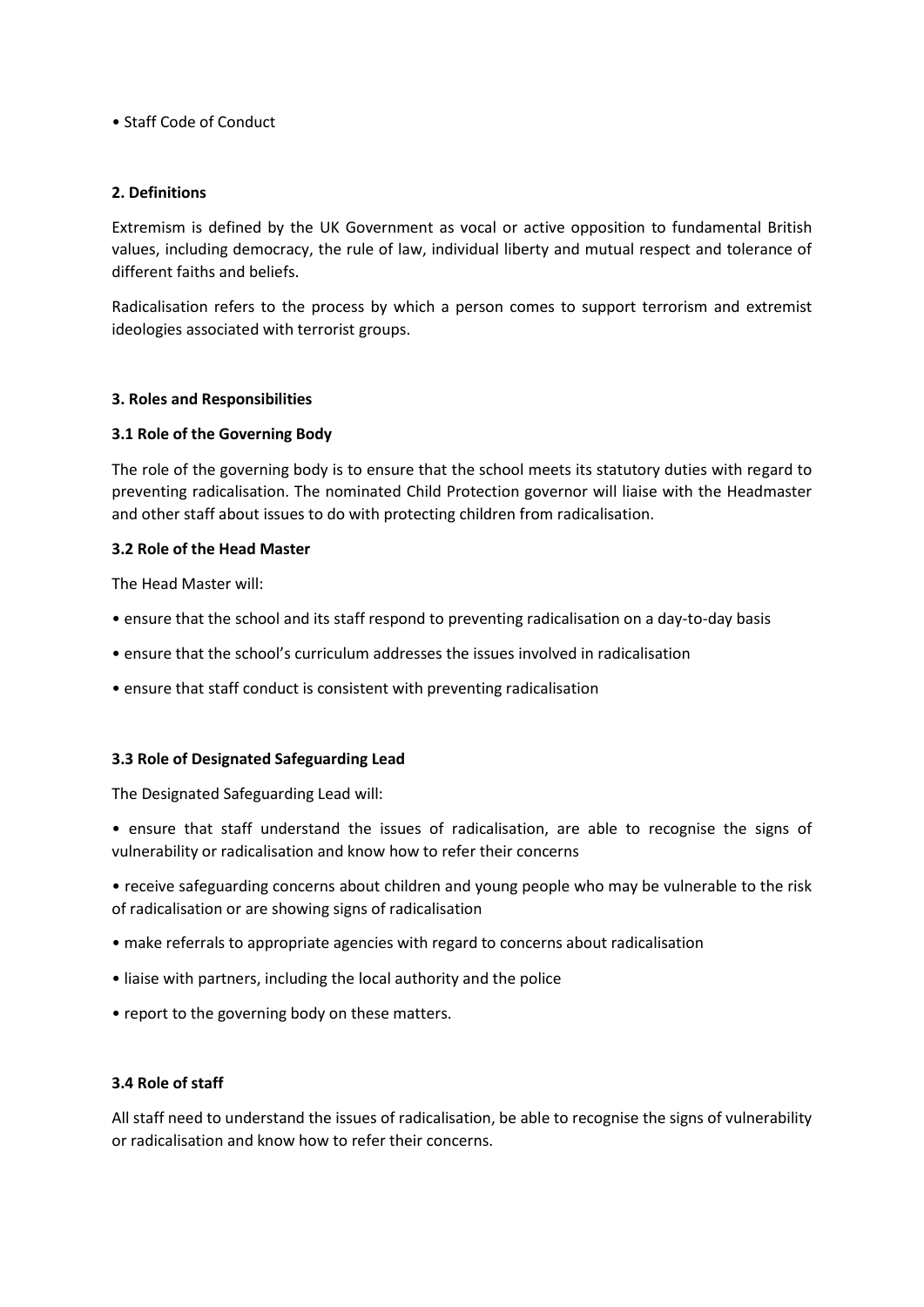- Staff Code of Conduct

## 2. Definitions

Extremism is defined by the UK Government as vocal or active opposition to fundamental British values, including democracy, the rule of law, individual liberty and mutual respect and tolerance of different faiths and beliefs.

Radicalisation refers to the process by which a person comes to support terrorism and extremist ideologies associated with terrorist groups.

## 3. Roles and Responsibilities

### 3.1 Role of the Governing Body

The role of the governing body is to ensure that the school meets its statutory duties with regard to preventing radicalisation. The nominated Child Protection governor will liaise with the Headmaster and other staff about issues to do with protecting children from radicalisation.

### 3.2 Role of the Head Master

The Head Master will:

- ensure that the school and its staff respond to preventing radicalisation on a day-to-day basis
- ensure that the school's curriculum addresses the issues involved in radicalisation
- ensure that staff conduct is consistent with preventing radicalisation

### 3.3 Role of Designated Safeguarding Lead

The Designated Safeguarding Lead will:

- ensure that staff understand the issues of radicalisation, are able to recognise the signs of vulnerability or radicalisation and know how to refer their concerns
- receive safeguarding concerns about children and young people who may be vulnerable to the risk of radicalisation or are showing signs of radicalisation
- make referrals to appropriate agencies with regard to concerns about radicalisation
- liaise with partners, including the local authority and the police
- report to the governing body on these matters.

### 3.4 Role of staff

All staff need to understand the issues of radicalisation, be able to recognise the signs of vulnerability or radicalisation and know how to refer their concerns.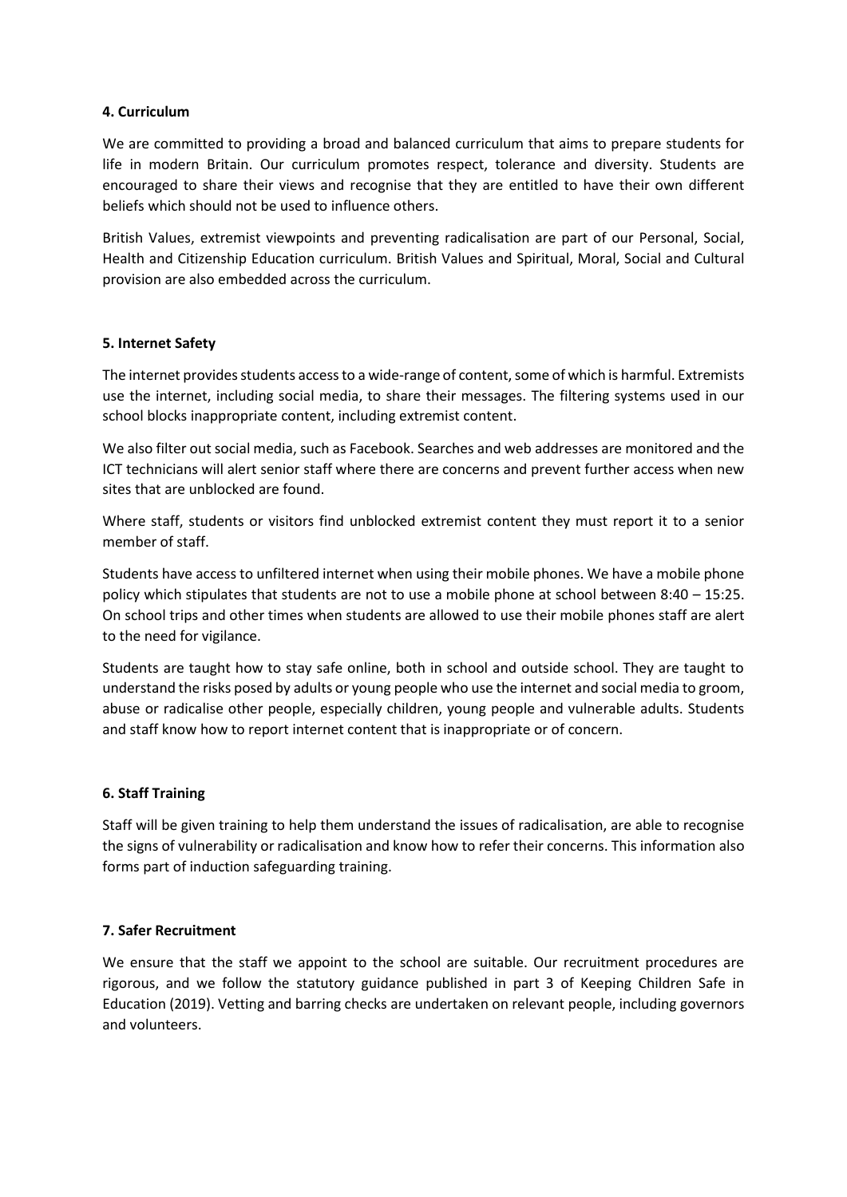**4. Curriculum**

We are committed to providing a broad and balanced curriculum that aims to prepare students for life in modern Britain. Our curriculum promotes respect, tolerance and diversity. Students are encouraged to share their views and recognise that they are entitled to have their own different beliefs which should not be used to influence others.

British Values, extremist viewpoints and preventing radicalisation are part of our Personal, Social, Health and Citizenship Education curriculum. British Values and Spiritual, Moral, Social and Cultural provision are also embedded across the curriculum.

**5. Internet Safety**

The internet provides students access to a wide-range of content, some of which is harmful. Extremists use the internet, including social media, to share their messages. The filtering systems used in our school blocks inappropriate content, including extremist content.

We also filter out social media, such as Facebook. Searches and web addresses are monitored and the ICT technicians will alert senior staff where there are concerns and prevent further access when new sites that are unblocked are found.

Where staff, students or visitors find unblocked extremist content they must report it to a senior member of staff.

Students have access to unfiltered internet when using their mobile phones. We have a mobile phone policy which stipulates that students are not to use a mobile phone at school between 8:40 – 15:25. On school trips and other times when students are allowed to use their mobile phones staff are alert to the need for vigilance.

Students are taught how to stay safe online, both in school and outside school. They are taught to understand the risks posed by adults or young people who use the internet and social media to groom, abuse or radicalise other people, especially children, young people and vulnerable adults. Students and staff know how to report internet content that is inappropriate or of concern.

**6. Staff Training**

Staff will be given training to help them understand the issues of radicalisation, are able to recognise the signs of vulnerability or radicalisation and know how to refer their concerns. This information also forms part of induction safeguarding training.

**7. Safer Recruitment**

We ensure that the staff we appoint to the school are suitable. Our recruitment procedures are rigorous, and we follow the statutory guidance published in part 3 of Keeping Children Safe in Education (2019). Vetting and barring checks are undertaken on relevant people, including governors and volunteers.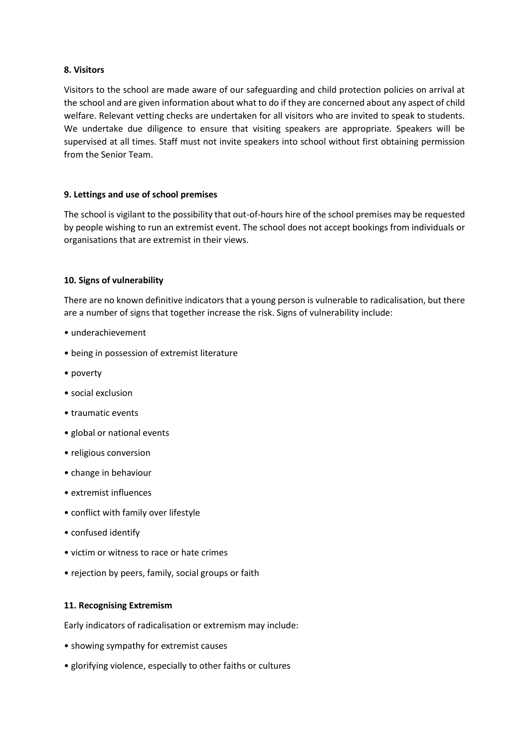**8. Visitors**

Visitors to the school are made aware of our safeguarding and child protection policies on arrival at the school and are given information about what to do if they are concerned about any aspect of child welfare. Relevant vetting checks are undertaken for all visitors who are invited to speak to students. We undertake due diligence to ensure that visiting speakers are appropriate. Speakers will be supervised at all times. Staff must not invite speakers into school without first obtaining permission from the Senior Team.

**9. Lettings and use of school premises**

The school is vigilant to the possibility that out-of-hours hire of the school premises may be requested by people wishing to run an extremist event. The school does not accept bookings from individuals or organisations that are extremist in their views.

**10. Signs of vulnerability**

There are no known definitive indicators that a young person is vulnerable to radicalisation, but there are a number of signs that together increase the risk. Signs of vulnerability include:

- underachievement
- being in possession of extremist literature
- poverty
- social exclusion
- traumatic events
- global or national events
- religious conversion
- change in behaviour
- extremist influences
- conflict with family over lifestyle
- confused identify
- victim or witness to race or hate crimes
- rejection by peers, family, social groups or faith

**11. Recognising Extremism**

Early indicators of radicalisation or extremism may include:

- showing sympathy for extremist causes
- glorifying violence, especially to other faiths or cultures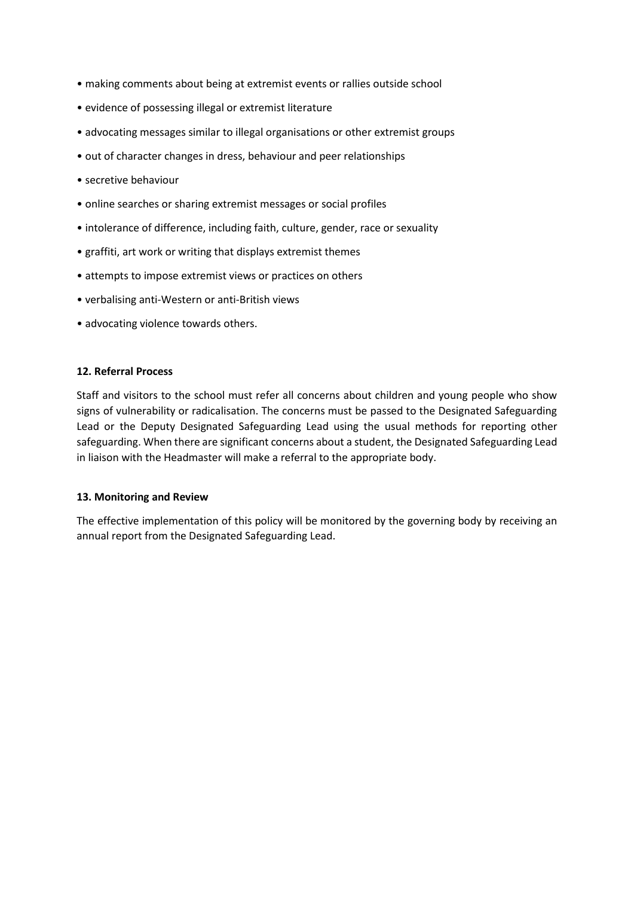- making comments about being at extremist events or rallies outside school
- evidence of possessing illegal or extremist literature
- advocating messages similar to illegal organisations or other extremist groups
- out of character changes in dress, behaviour and peer relationships
- secretive behaviour
- online searches or sharing extremist messages or social profiles
- intolerance of difference, including faith, culture, gender, race or sexuality
- graffiti, art work or writing that displays extremist themes
- attempts to impose extremist views or practices on others
- verbalising anti-Western or anti-British views
- advocating violence towards others.

**12. Referral Process**

Staff and visitors to the school must refer all concerns about children and young people who show signs of vulnerability or radicalisation. The concerns must be passed to the Designated Safeguarding Lead or the Deputy Designated Safeguarding Lead using the usual methods for reporting other safeguarding. When there are significant concerns about a student, the Designated Safeguarding Lead in liaison with the Headmaster will make a referral to the appropriate body.

**13. Monitoring and Review**

The effective implementation of this policy will be monitored by the governing body by receiving an annual report from the Designated Safeguarding Lead.